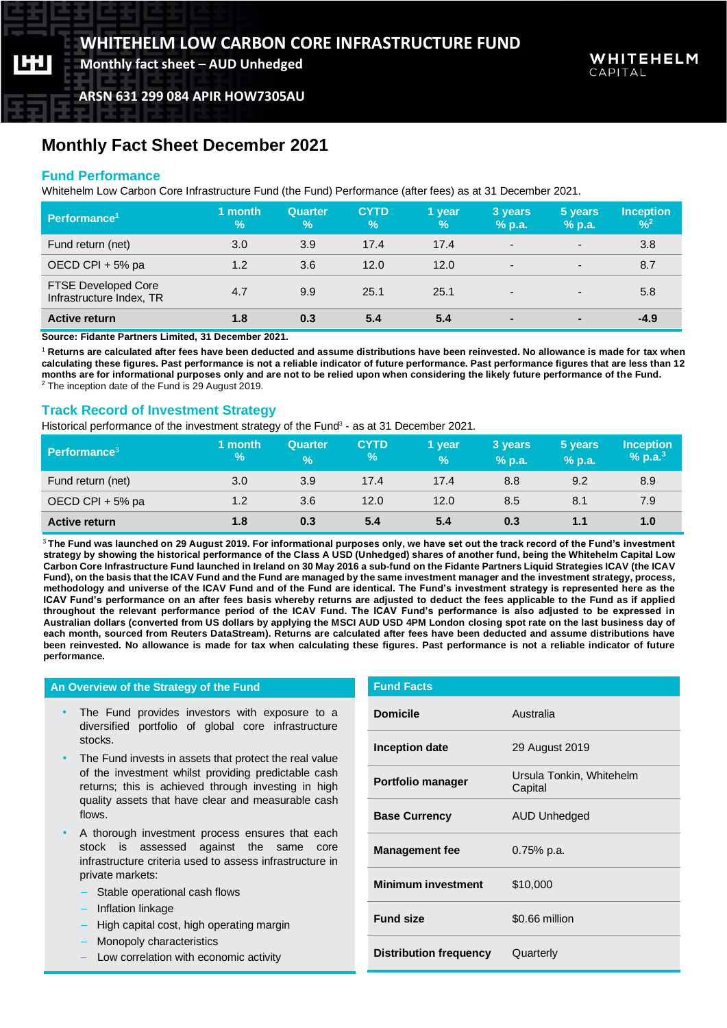# WHITEHELM LOW CARBON CORE INFRASTRUCTURE FUND

**Monthly fact sheet – AUD Unhedged**

**ARSN 631 299 084 APIR HOW7305AU**

WHITEHELM CAPITAL

## Monthly Fact Sheet December 2021

### Fund Performance

Whitehelm Low Carbon Core Infrastructure Fund (the Fund) Performance (after fees) as at 31 December 2021.

| Performance[1] | 1 month % | Quarter % | CYTD % | 1 year % | 3 years % p.a. | 5 years % p.a. | Inception %[2] |
|---|---|---|---|---|---|---|---|
| Fund return (net) | 3.0 | 3.9 | 17.4 | 17.4 | - | - | 3.8 |
| OECD CPI + 5% pa | 1.2 | 3.6 | 12.0 | 12.0 | - | - | 8.7 |
| FTSE Developed Core Infrastructure Index, TR | 4.7 | 9.9 | 25.1 | 25.1 | - | - | 5.8 |
| **Active return** | **1.8** | **0.3** | **5.4** | **5.4** | **-** | **-** | **-4.9** |

**Source: Fidante Partners Limited, 31 December 2021.**

[1] **Returns are calculated after fees have been deducted and assume distributions have been reinvested. No allowance is made for tax when calculating these figures. Past performance is not a reliable indicator of future performance. Past performance figures that are less than 12 months are for informational purposes only and are not to be relied upon when considering the likely future performance of the Fund.**

[2] The inception date of the Fund is 29 August 2019.

### Track Record of Investment Strategy

Historical performance of the investment strategy of the Fund[3] - as at 31 December 2021.

| Performance[3] | 1 month % | Quarter % | CYTD % | 1 year % | 3 years % p.a. | 5 years % p.a. | Inception % p.a.[3] |
|---|---|---|---|---|---|---|---|
| Fund return (net) | 3.0 | 3.9 | 17.4 | 17.4 | 8.8 | 9.2 | 8.9 |
| OECD CPI + 5% pa | 1.2 | 3.6 | 12.0 | 12.0 | 8.5 | 8.1 | 7.9 |
| **Active return** | **1.8** | **0.3** | **5.4** | **5.4** | **0.3** | **1.1** | **1.0** |

[3] **The Fund was launched on 29 August 2019. For informational purposes only, we have set out the track record of the Fund's investment strategy by showing the historical performance of the Class A USD (Unhedged) shares of another fund, being the Whitehelm Capital Low Carbon Core Infrastructure Fund launched in Ireland on 30 May 2016 a sub-fund on the Fidante Partners Liquid Strategies ICAV (the ICAV Fund), on the basis that the ICAV Fund and the Fund are managed by the same investment manager and the investment strategy, process, methodology and universe of the ICAV Fund and of the Fund are identical. The Fund's investment strategy is represented here as the ICAV Fund's performance on an after fees basis whereby returns are adjusted to deduct the fees applicable to the Fund as if applied throughout the relevant performance period of the ICAV Fund. The ICAV Fund's performance is also adjusted to be expressed in Australian dollars (converted from US dollars by applying the MSCI AUD USD 4PM London closing spot rate on the last business day of each month, sourced from Reuters DataStream). Returns are calculated after fees have been deducted and assume distributions have been reinvested. No allowance is made for tax when calculating these figures. Past performance is not a reliable indicator of future performance.**

### An Overview of the Strategy of the Fund

- The Fund provides investors with exposure to a diversified portfolio of global core infrastructure stocks.
- The Fund invests in assets that protect the real value of the investment whilst providing predictable cash returns; this is achieved through investing in high quality assets that have clear and measurable cash flows.
- A thorough investment process ensures that each stock is assessed against the same core infrastructure criteria used to assess infrastructure in private markets:
  - Stable operational cash flows
  - Inflation linkage
  - High capital cost, high operating margin
  - Monopoly characteristics
  - Low correlation with economic activity

### Fund Facts

| | |
|---|---|
| **Domicile** | Australia |
| **Inception date** | 29 August 2019 |
| **Portfolio manager** | Ursula Tonkin, Whitehelm Capital |
| **Base Currency** | AUD Unhedged |
| **Management fee** | 0.75% p.a. |
| **Minimum investment** | $10,000 |
| **Fund size** | $0.66 million |
| **Distribution frequency** | Quarterly |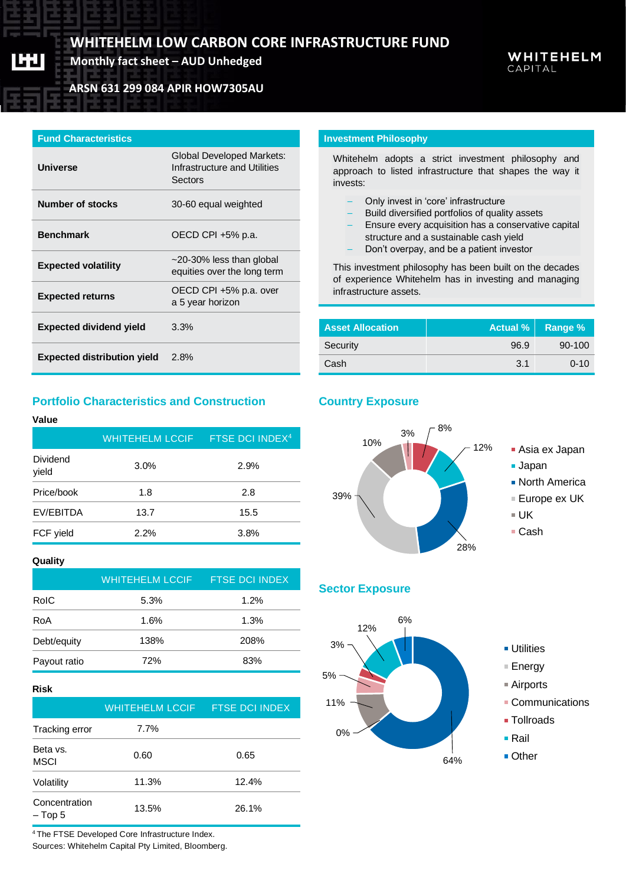# WHITEHELM LOW CARBON CORE INFRASTRUCTURE FUND

**Monthly fact sheet – AUD Unhedged**

**ARSN 631 299 084 APIR HOW7305AU**

WHITEHELM CAPITAL

## Fund Characteristics

| | |
|---|---|
| **Universe** | Global Developed Markets: Infrastructure and Utilities Sectors |
| **Number of stocks** | 30-60 equal weighted |
| **Benchmark** | OECD CPI +5% p.a. |
| **Expected volatility** | ~20-30% less than global equities over the long term |
| **Expected returns** | OECD CPI +5% p.a. over a 5 year horizon |
| **Expected dividend yield** | 3.3% |
| **Expected distribution yield** | 2.8% |

## Investment Philosophy

Whitehelm adopts a strict investment philosophy and approach to listed infrastructure that shapes the way it invests:

- Only invest in 'core' infrastructure
- Build diversified portfolios of quality assets
- Ensure every acquisition has a conservative capital structure and a sustainable cash yield
- Don't overpay, and be a patient investor

This investment philosophy has been built on the decades of experience Whitehelm has in investing and managing infrastructure assets.

| Asset Allocation | Actual % | Range % |
|---|---|---|
| Security | 96.9 | 90-100 |
| Cash | 3.1 | 0-10 |

## Portfolio Characteristics and Construction

**Value**

| | WHITEHELM LCCIF | FTSE DCI INDEX[4] |
|---|---|---|
| Dividend yield | 3.0% | 2.9% |
| Price/book | 1.8 | 2.8 |
| EV/EBITDA | 13.7 | 15.5 |
| FCF yield | 2.2% | 3.8% |

**Quality**

| | WHITEHELM LCCIF | FTSE DCI INDEX |
|---|---|---|
| RoIC | 5.3% | 1.2% |
| RoA | 1.6% | 1.3% |
| Debt/equity | 138% | 208% |
| Payout ratio | 72% | 83% |

**Risk**

| | WHITEHELM LCCIF | FTSE DCI INDEX |
|---|---|---|
| Tracking error | 7.7% | |
| Beta vs. MSCI | 0.60 | 0.65 |
| Volatility | 11.3% | 12.4% |
| Concentration – Top 5 | 13.5% | 26.1% |

[4] The FTSE Developed Core Infrastructure Index.

Sources: Whitehelm Capital Pty Limited, Bloomberg.

## Country Exposure

8%
12%
28%
39%
10%
3%

Asia ex Japan
Japan
North America
Europe ex UK
UK
Cash

## Sector Exposure

6%
64%
0%
11%
5%
3%
12%

Utilities
Energy
Airports
Communications
Tollroads
Rail
Other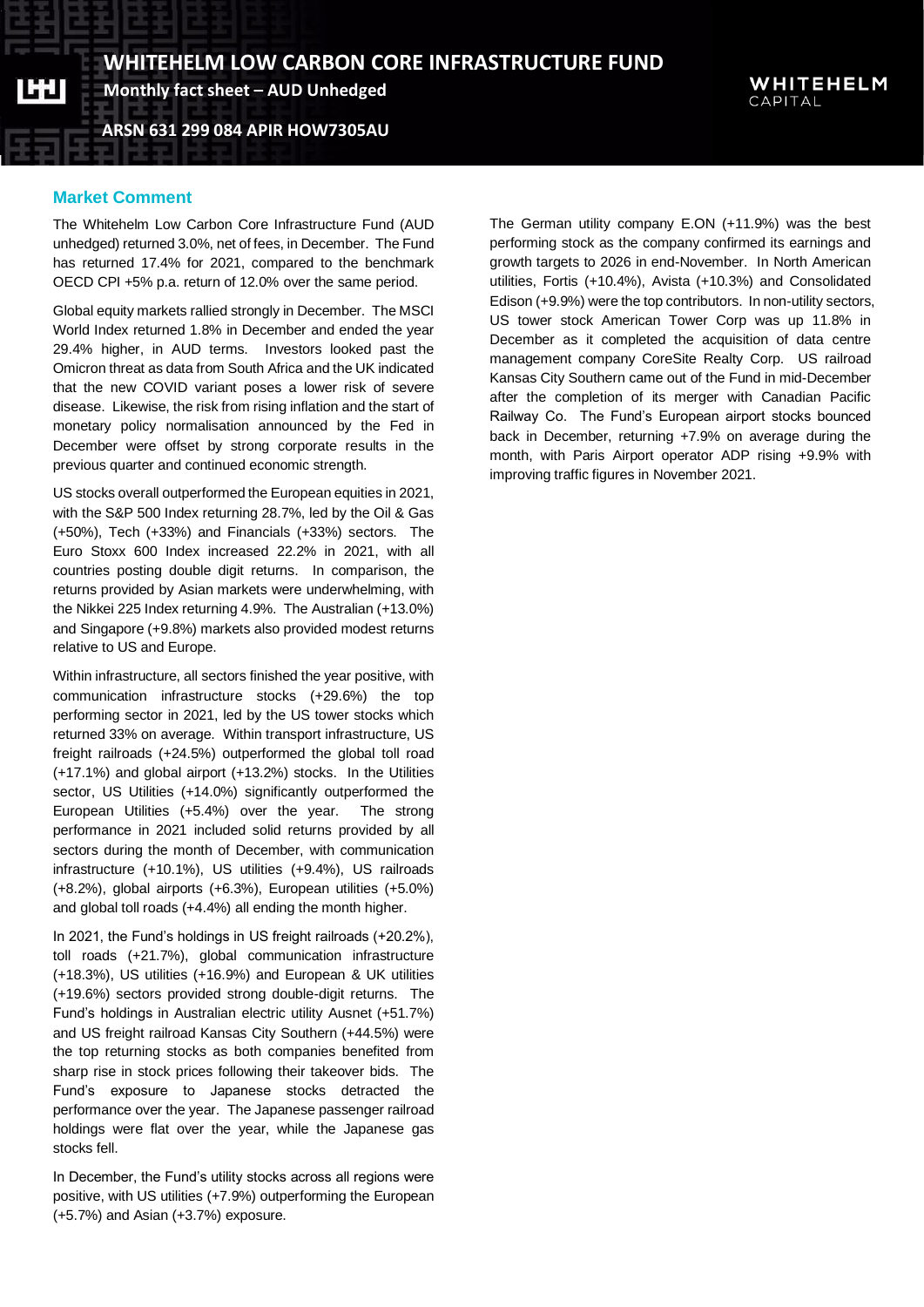# WHITEHELM LOW CARBON CORE INFRASTRUCTURE FUND

**Monthly fact sheet – AUD Unhedged**

**ARSN 631 299 084 APIR HOW7305AU**

## Market Comment

The Whitehelm Low Carbon Core Infrastructure Fund (AUD unhedged) returned 3.0%, net of fees, in December. The Fund has returned 17.4% for 2021, compared to the benchmark OECD CPI +5% p.a. return of 12.0% over the same period.

Global equity markets rallied strongly in December. The MSCI World Index returned 1.8% in December and ended the year 29.4% higher, in AUD terms. Investors looked past the Omicron threat as data from South Africa and the UK indicated that the new COVID variant poses a lower risk of severe disease. Likewise, the risk from rising inflation and the start of monetary policy normalisation announced by the Fed in December were offset by strong corporate results in the previous quarter and continued economic strength.

US stocks overall outperformed the European equities in 2021, with the S&P 500 Index returning 28.7%, led by the Oil & Gas (+50%), Tech (+33%) and Financials (+33%) sectors. The Euro Stoxx 600 Index increased 22.2% in 2021, with all countries posting double digit returns. In comparison, the returns provided by Asian markets were underwhelming, with the Nikkei 225 Index returning 4.9%. The Australian (+13.0%) and Singapore (+9.8%) markets also provided modest returns relative to US and Europe.

Within infrastructure, all sectors finished the year positive, with communication infrastructure stocks (+29.6%) the top performing sector in 2021, led by the US tower stocks which returned 33% on average. Within transport infrastructure, US freight railroads (+24.5%) outperformed the global toll road (+17.1%) and global airport (+13.2%) stocks. In the Utilities sector, US Utilities (+14.0%) significantly outperformed the European Utilities (+5.4%) over the year. The strong performance in 2021 included solid returns provided by all sectors during the month of December, with communication infrastructure (+10.1%), US utilities (+9.4%), US railroads (+8.2%), global airports (+6.3%), European utilities (+5.0%) and global toll roads (+4.4%) all ending the month higher.

In 2021, the Fund's holdings in US freight railroads (+20.2%), toll roads (+21.7%), global communication infrastructure (+18.3%), US utilities (+16.9%) and European & UK utilities (+19.6%) sectors provided strong double-digit returns. The Fund's holdings in Australian electric utility Ausnet (+51.7%) and US freight railroad Kansas City Southern (+44.5%) were the top returning stocks as both companies benefited from sharp rise in stock prices following their takeover bids. The Fund's exposure to Japanese stocks detracted the performance over the year. The Japanese passenger railroad holdings were flat over the year, while the Japanese gas stocks fell.

In December, the Fund's utility stocks across all regions were positive, with US utilities (+7.9%) outperforming the European (+5.7%) and Asian (+3.7%) exposure.

The German utility company E.ON (+11.9%) was the best performing stock as the company confirmed its earnings and growth targets to 2026 in end-November. In North American utilities, Fortis (+10.4%), Avista (+10.3%) and Consolidated Edison (+9.9%) were the top contributors. In non-utility sectors, US tower stock American Tower Corp was up 11.8% in December as it completed the acquisition of data centre management company CoreSite Realty Corp. US railroad Kansas City Southern came out of the Fund in mid-December after the completion of its merger with Canadian Pacific Railway Co. The Fund's European airport stocks bounced back in December, returning +7.9% on average during the month, with Paris Airport operator ADP rising +9.9% with improving traffic figures in November 2021.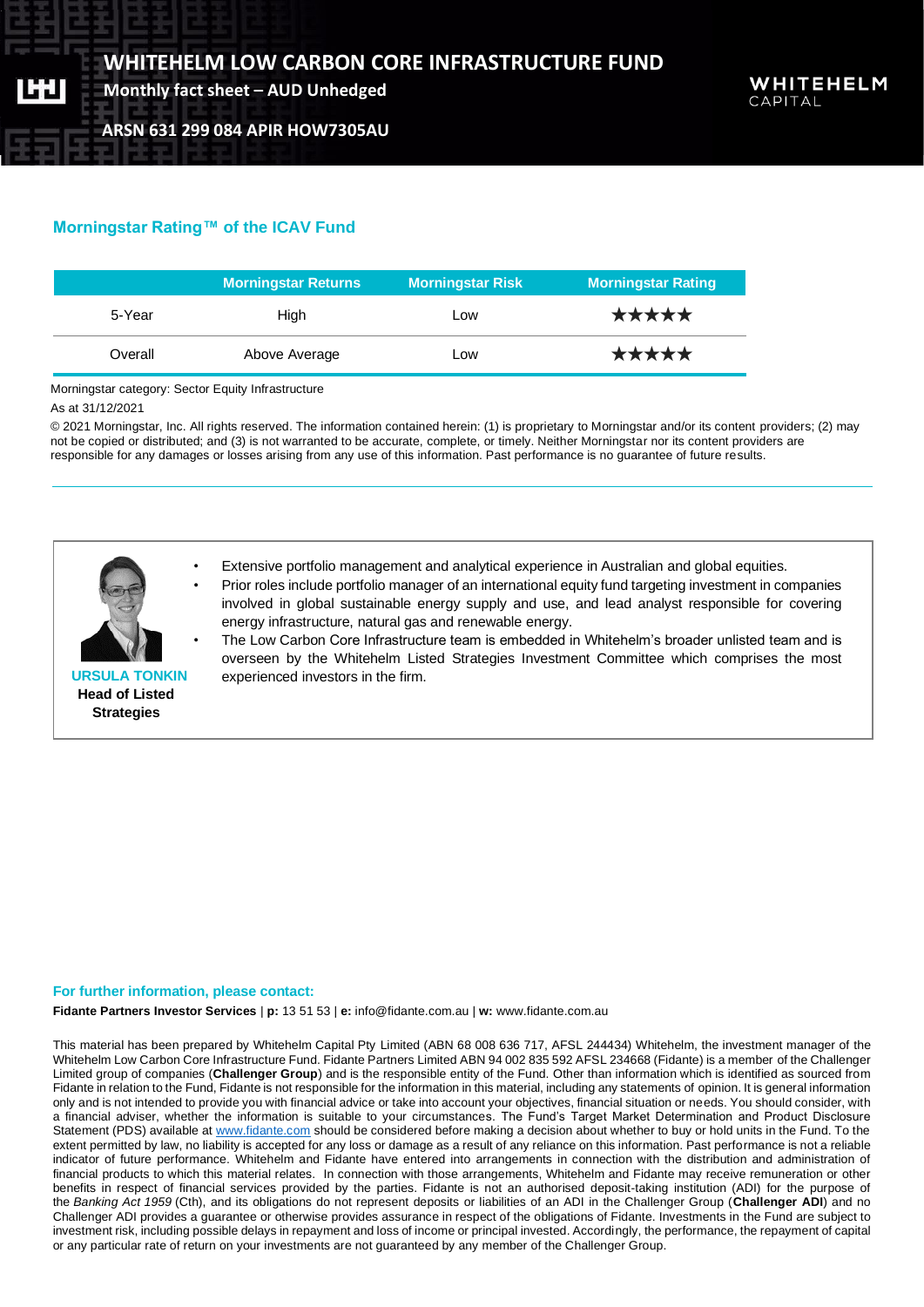# WHITEHELM LOW CARBON CORE INFRASTRUCTURE FUND

**Monthly fact sheet – AUD Unhedged**

**ARSN 631 299 084 APIR HOW7305AU**

WHITEHELM CAPITAL

## Morningstar Rating™ of the ICAV Fund

| | Morningstar Returns | Morningstar Risk | Morningstar Rating |
|---|---|---|---|
| 5-Year | High | Low | ★★★★★ |
| Overall | Above Average | Low | ★★★★★ |

Morningstar category: Sector Equity Infrastructure

As at 31/12/2021

© 2021 Morningstar, Inc. All rights reserved. The information contained herein: (1) is proprietary to Morningstar and/or its content providers; (2) may not be copied or distributed; and (3) is not warranted to be accurate, complete, or timely. Neither Morningstar nor its content providers are responsible for any damages or losses arising from any use of this information. Past performance is no guarantee of future results.

**URSULA TONKIN**
**Head of Listed Strategies**

- Extensive portfolio management and analytical experience in Australian and global equities.
- Prior roles include portfolio manager of an international equity fund targeting investment in companies involved in global sustainable energy supply and use, and lead analyst responsible for covering energy infrastructure, natural gas and renewable energy.
- The Low Carbon Core Infrastructure team is embedded in Whitehelm's broader unlisted team and is overseen by the Whitehelm Listed Strategies Investment Committee which comprises the most experienced investors in the firm.

### For further information, please contact:

**Fidante Partners Investor Services** | **p:** 13 51 53 | **e:** info@fidante.com.au | **w:** www.fidante.com.au

This material has been prepared by Whitehelm Capital Pty Limited (ABN 68 008 636 717, AFSL 244434) Whitehelm, the investment manager of the Whitehelm Low Carbon Core Infrastructure Fund. Fidante Partners Limited ABN 94 002 835 592 AFSL 234668 (Fidante) is a member of the Challenger Limited group of companies (**Challenger Group**) and is the responsible entity of the Fund. Other than information which is identified as sourced from Fidante in relation to the Fund, Fidante is not responsible for the information in this material, including any statements of opinion. It is general information only and is not intended to provide you with financial advice or take into account your objectives, financial situation or needs. You should consider, with a financial adviser, whether the information is suitable to your circumstances. The Fund's Target Market Determination and Product Disclosure Statement (PDS) available at www.fidante.com should be considered before making a decision about whether to buy or hold units in the Fund. To the extent permitted by law, no liability is accepted for any loss or damage as a result of any reliance on this information. Past performance is not a reliable indicator of future performance. Whitehelm and Fidante have entered into arrangements in connection with the distribution and administration of financial products to which this material relates. In connection with those arrangements, Whitehelm and Fidante may receive remuneration or other benefits in respect of financial services provided by the parties. Fidante is not an authorised deposit-taking institution (ADI) for the purpose of the *Banking Act 1959* (Cth), and its obligations do not represent deposits or liabilities of an ADI in the Challenger Group (**Challenger ADI**) and no Challenger ADI provides a guarantee or otherwise provides assurance in respect of the obligations of Fidante. Investments in the Fund are subject to investment risk, including possible delays in repayment and loss of income or principal invested. Accordingly, the performance, the repayment of capital or any particular rate of return on your investments are not guaranteed by any member of the Challenger Group.